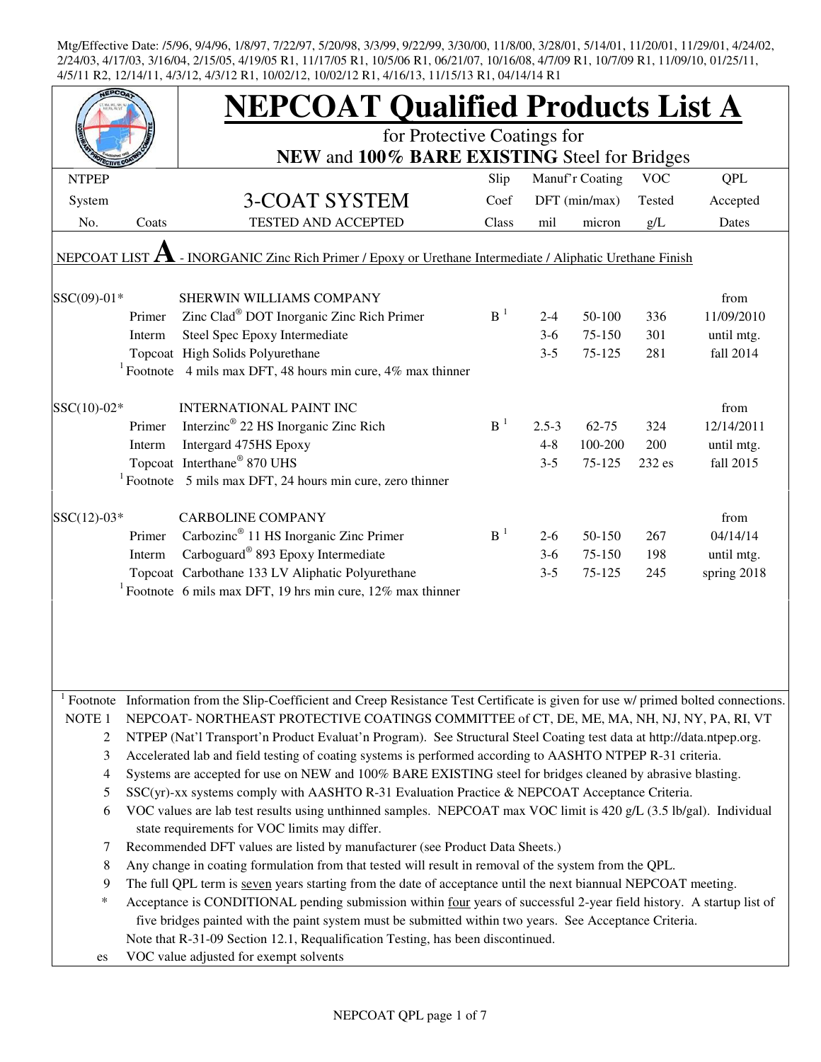Mtg/Effective Date: /5/96, 9/4/96, 1/8/97, 7/22/97, 5/20/98, 3/3/99, 9/22/99, 3/30/00, 11/8/00, 3/28/01, 5/14/01, 11/20/01, 11/29/01, 4/24/02, 2/24/03, 4/17/03, 3/16/04, 2/15/05, 4/19/05 R1, 11/17/05 R1, 10/5/06 R1, 06/21/07, 10/16/08, 4/7/09 R1, 10/7/09 R1, 11/09/10, 01/25/11, 4/5/11 R2, 12/14/11, 4/3/12, 4/3/12 R1, 10/02/12, 10/02/12 R1, 4/16/13, 11/15/13 R1, 04/14/14 R1

# NEPCOAT Qualified Products List A

for Protective Coatings for
**NEW** and **100% BARE EXISTING** Steel for Bridges

| NTPEP System No. | Coats | 3-COAT SYSTEM TESTED AND ACCEPTED | Slip Coef Class | Manuf'r Coating DFT (min/max) mil | micron | VOC Tested g/L | QPL Accepted Dates |
|---|---|---|---|---|---|---|---|
| NEPCOAT LIST **A** - INORGANIC Zinc Rich Primer / Epoxy or Urethane Intermediate / Aliphatic Urethane Finish | | | | | | | |
| SSC(09)-01* | | SHERWIN WILLIAMS COMPANY | | | | | from |
| | Primer | Zinc Clad® DOT Inorganic Zinc Rich Primer | B [1] | 2-4 | 50-100 | 336 | 11/09/2010 |
| | Interm | Steel Spec Epoxy Intermediate | | 3-6 | 75-150 | 301 | until mtg. |
| | Topcoat | High Solids Polyurethane | | 3-5 | 75-125 | 281 | fall 2014 |
| | [1] Footnote | 4 mils max DFT, 48 hours min cure, 4% max thinner | | | | | |
| SSC(10)-02* | | INTERNATIONAL PAINT INC | | | | | from |
| | Primer | Interzinc® 22 HS Inorganic Zinc Rich | B [1] | 2.5-3 | 62-75 | 324 | 12/14/2011 |
| | Interm | Intergard 475HS Epoxy | | 4-8 | 100-200 | 200 | until mtg. |
| | Topcoat | Interthane® 870 UHS | | 3-5 | 75-125 | 232 es | fall 2015 |
| | [1] Footnote | 5 mils max DFT, 24 hours min cure, zero thinner | | | | | |
| SSC(12)-03* | | CARBOLINE COMPANY | | | | | from |
| | Primer | Carbozinc® 11 HS Inorganic Zinc Primer | B [1] | 2-6 | 50-150 | 267 | 04/14/14 |
| | Interm | Carboguard® 893 Epoxy Intermediate | | 3-6 | 75-150 | 198 | until mtg. |
| | Topcoat | Carbothane 133 LV Aliphatic Polyurethane | | 3-5 | 75-125 | 245 | spring 2018 |
| | [1] Footnote | 6 mils max DFT, 19 hrs min cure, 12% max thinner | | | | | |

[1] Footnote Information from the Slip-Coefficient and Creep Resistance Test Certificate is given for use w/ primed bolted connections.

NOTE 1 NEPCOAT- NORTHEAST PROTECTIVE COATINGS COMMITTEE of CT, DE, ME, MA, NH, NJ, NY, PA, RI, VT

2 NTPEP (Nat'l Transport'n Product Evaluat'n Program). See Structural Steel Coating test data at http://data.ntpep.org.

3 Accelerated lab and field testing of coating systems is performed according to AASHTO NTPEP R-31 criteria.

4 Systems are accepted for use on NEW and 100% BARE EXISTING steel for bridges cleaned by abrasive blasting.

5 SSC(yr)-xx systems comply with AASHTO R-31 Evaluation Practice & NEPCOAT Acceptance Criteria.

6 VOC values are lab test results using unthinned samples. NEPCOAT max VOC limit is 420 g/L (3.5 lb/gal). Individual state requirements for VOC limits may differ.

7 Recommended DFT values are listed by manufacturer (see Product Data Sheets.)

8 Any change in coating formulation from that tested will result in removal of the system from the QPL.

9 The full QPL term is <u>seven</u> years starting from the date of acceptance until the next biannual NEPCOAT meeting.

\* Acceptance is CONDITIONAL pending submission within <u>four</u> years of successful 2-year field history. A startup list of five bridges painted with the paint system must be submitted within two years. See Acceptance Criteria.

Note that R-31-09 Section 12.1, Requalification Testing, has been discontinued.

es VOC value adjusted for exempt solvents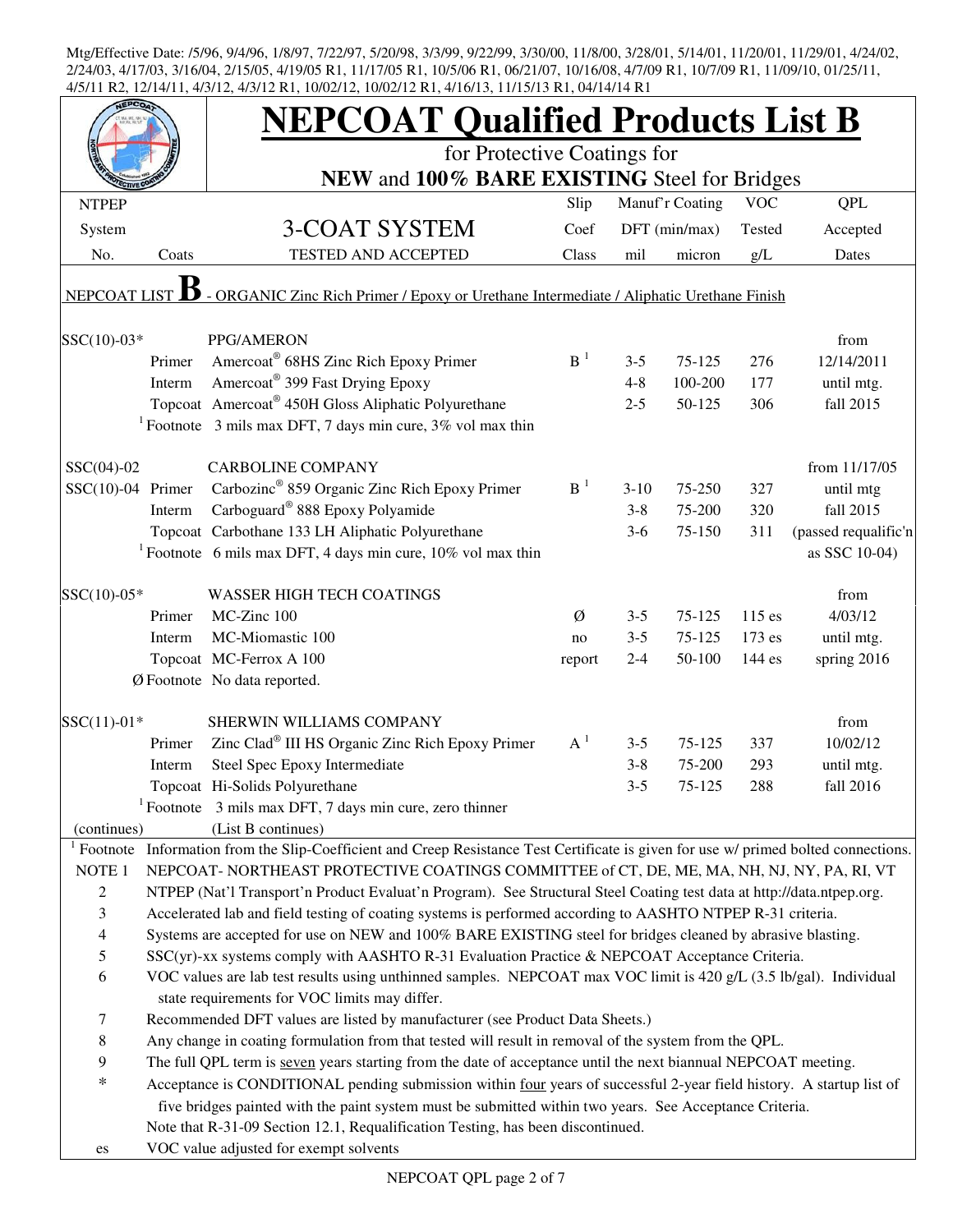Mtg/Effective Date: /5/96, 9/4/96, 1/8/97, 7/22/97, 5/20/98, 3/3/99, 9/22/99, 3/30/00, 11/8/00, 3/28/01, 5/14/01, 11/20/01, 11/29/01, 4/24/02, 2/24/03, 4/17/03, 3/16/04, 2/15/05, 4/19/05 R1, 11/17/05 R1, 10/5/06 R1, 06/21/07, 10/16/08, 4/7/09 R1, 10/7/09 R1, 11/09/10, 01/25/11, 4/5/11 R2, 12/14/11, 4/3/12, 4/3/12 R1, 10/02/12, 10/02/12 R1, 4/16/13, 11/15/13 R1, 04/14/14 R1

# NEPCOAT Qualified Products List B

for Protective Coatings for

**NEW** and **100% BARE EXISTING** Steel for Bridges

| NTPEP System No. | Coats | 3-COAT SYSTEM TESTED AND ACCEPTED | Slip Coef Class | Manuf'r Coating DFT (min/max) mil | micron | VOC Tested g/L | QPL Accepted Dates |
|---|---|---|---|---|---|---|---|
| NEPCOAT LIST **B** - ORGANIC Zinc Rich Primer / Epoxy or Urethane Intermediate / Aliphatic Urethane Finish | | | | | | | |
| SSC(10)-03* | | PPG/AMERON | | | | | from |
| | Primer | Amercoat® 68HS Zinc Rich Epoxy Primer | B [1] | 3-5 | 75-125 | 276 | 12/14/2011 |
| | Interm | Amercoat® 399 Fast Drying Epoxy | | 4-8 | 100-200 | 177 | until mtg. |
| | Topcoat | Amercoat® 450H Gloss Aliphatic Polyurethane | | 2-5 | 50-125 | 306 | fall 2015 |
| | [1] Footnote | 3 mils max DFT, 7 days min cure, 3% vol max thin | | | | | |
| SSC(04)-02 | | CARBOLINE COMPANY | | | | | from 11/17/05 |
| SSC(10)-04 | Primer | Carbozinc® 859 Organic Zinc Rich Epoxy Primer | B [1] | 3-10 | 75-250 | 327 | until mtg |
| | Interm | Carboguard® 888 Epoxy Polyamide | | 3-8 | 75-200 | 320 | fall 2015 |
| | Topcoat | Carbothane 133 LH Aliphatic Polyurethane | | 3-6 | 75-150 | 311 | (passed requalific'n |
| | [1] Footnote | 6 mils max DFT, 4 days min cure, 10% vol max thin | | | | | as SSC 10-04) |
| SSC(10)-05* | | WASSER HIGH TECH COATINGS | | | | | from |
| | Primer | MC-Zinc 100 | Ø | 3-5 | 75-125 | 115 es | 4/03/12 |
| | Interm | MC-Miomastic 100 | no | 3-5 | 75-125 | 173 es | until mtg. |
| | Topcoat | MC-Ferrox A 100 | report | 2-4 | 50-100 | 144 es | spring 2016 |
| | Ø Footnote | No data reported. | | | | | |
| SSC(11)-01* | | SHERWIN WILLIAMS COMPANY | | | | | from |
| | Primer | Zinc Clad® III HS Organic Zinc Rich Epoxy Primer | A [1] | 3-5 | 75-125 | 337 | 10/02/12 |
| | Interm | Steel Spec Epoxy Intermediate | | 3-8 | 75-200 | 293 | until mtg. |
| | Topcoat | Hi-Solids Polyurethane | | 3-5 | 75-125 | 288 | fall 2016 |
| | [1] Footnote | 3 mils max DFT, 7 days min cure, zero thinner | | | | | |
| (continues) | | (List B continues) | | | | | |

[1] Footnote: Information from the Slip-Coefficient and Creep Resistance Test Certificate is given for use w/ primed bolted connections.

NOTE 1. NEPCOAT- NORTHEAST PROTECTIVE COATINGS COMMITTEE of CT, DE, ME, MA, NH, NJ, NY, PA, RI, VT

2. NTPEP (Nat'l Transport'n Product Evaluat'n Program). See Structural Steel Coating test data at http://data.ntpep.org.

3. Accelerated lab and field testing of coating systems is performed according to AASHTO NTPEP R-31 criteria.

4. Systems are accepted for use on NEW and 100% BARE EXISTING steel for bridges cleaned by abrasive blasting.

5. SSC(yr)-xx systems comply with AASHTO R-31 Evaluation Practice & NEPCOAT Acceptance Criteria.

6. VOC values are lab test results using unthinned samples. NEPCOAT max VOC limit is 420 g/L (3.5 lb/gal). Individual state requirements for VOC limits may differ.

7. Recommended DFT values are listed by manufacturer (see Product Data Sheets.)

8. Any change in coating formulation from that tested will result in removal of the system from the QPL.

9. The full QPL term is seven years starting from the date of acceptance until the next biannual NEPCOAT meeting.

\* Acceptance is CONDITIONAL pending submission within four years of successful 2-year field history. A startup list of five bridges painted with the paint system must be submitted within two years. See Acceptance Criteria. Note that R-31-09 Section 12.1, Requalification Testing, has been discontinued.

es: VOC value adjusted for exempt solvents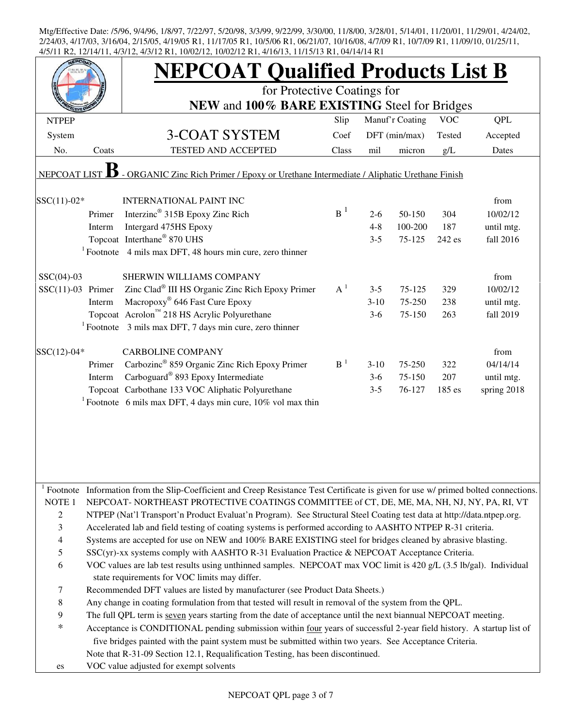Mtg/Effective Date: /5/96, 9/4/96, 1/8/97, 7/22/97, 5/20/98, 3/3/99, 9/22/99, 3/30/00, 11/8/00, 3/28/01, 5/14/01, 11/20/01, 11/29/01, 4/24/02, 2/24/03, 4/17/03, 3/16/04, 2/15/05, 4/19/05 R1, 11/17/05 R1, 10/5/06 R1, 06/21/07, 10/16/08, 4/7/09 R1, 10/7/09 R1, 11/09/10, 01/25/11, 4/5/11 R2, 12/14/11, 4/3/12, 4/3/12 R1, 10/02/12, 10/02/12 R1, 4/16/13, 11/15/13 R1, 04/14/14 R1

# NEPCOAT Qualified Products List B

for Protective Coatings for

**NEW** and **100% BARE EXISTING** Steel for Bridges

| NTPEP System No. | Coats | 3-COAT SYSTEM TESTED AND ACCEPTED | Slip Coef Class | Manuf'r Coating DFT (min/max) mil | micron | VOC Tested g/L | QPL Accepted Dates |
|---|---|---|---|---|---|---|---|
| NEPCOAT LIST **B** - ORGANIC Zinc Rich Primer / Epoxy or Urethane Intermediate / Aliphatic Urethane Finish | | | | | | | |
| SSC(11)-02* | | INTERNATIONAL PAINT INC | | | | | from |
| | Primer | Interzinc® 315B Epoxy Zinc Rich | B [1] | 2-6 | 50-150 | 304 | 10/02/12 |
| | Interm | Intergard 475HS Epoxy | | 4-8 | 100-200 | 187 | until mtg. |
| | Topcoat | Interthane® 870 UHS | | 3-5 | 75-125 | 242 es | fall 2016 |
| | [1] Footnote | 4 mils max DFT, 48 hours min cure, zero thinner | | | | | |
| SSC(04)-03 | | SHERWIN WILLIAMS COMPANY | | | | | from |
| SSC(11)-03 | Primer | Zinc Clad® III HS Organic Zinc Rich Epoxy Primer | A [1] | 3-5 | 75-125 | 329 | 10/02/12 |
| | Interm | Macropoxy® 646 Fast Cure Epoxy | | 3-10 | 75-250 | 238 | until mtg. |
| | Topcoat | Acrolon™ 218 HS Acrylic Polyurethane | | 3-6 | 75-150 | 263 | fall 2019 |
| | [1] Footnote | 3 mils max DFT, 7 days min cure, zero thinner | | | | | |
| SSC(12)-04* | | CARBOLINE COMPANY | | | | | from |
| | Primer | Carbozinc® 859 Organic Zinc Rich Epoxy Primer | B [1] | 3-10 | 75-250 | 322 | 04/14/14 |
| | Interm | Carboguard® 893 Epoxy Intermediate | | 3-6 | 75-150 | 207 | until mtg. |
| | Topcoat | Carbothane 133 VOC Aliphatic Polyurethane | | 3-5 | 76-127 | 185 es | spring 2018 |
| | [1] Footnote | 6 mils max DFT, 4 days min cure, 10% vol max thin | | | | | |

[1] Footnote Information from the Slip-Coefficient and Creep Resistance Test Certificate is given for use w/ primed bolted connections.

NOTE 1 NEPCOAT- NORTHEAST PROTECTIVE COATINGS COMMITTEE of CT, DE, ME, MA, NH, NJ, NY, PA, RI, VT

2 NTPEP (Nat'l Transport'n Product Evaluat'n Program). See Structural Steel Coating test data at http://data.ntpep.org.

3 Accelerated lab and field testing of coating systems is performed according to AASHTO NTPEP R-31 criteria.

4 Systems are accepted for use on NEW and 100% BARE EXISTING steel for bridges cleaned by abrasive blasting.

5 SSC(yr)-xx systems comply with AASHTO R-31 Evaluation Practice & NEPCOAT Acceptance Criteria.

6 VOC values are lab test results using unthinned samples. NEPCOAT max VOC limit is 420 g/L (3.5 lb/gal). Individual state requirements for VOC limits may differ.

7 Recommended DFT values are listed by manufacturer (see Product Data Sheets.)

8 Any change in coating formulation from that tested will result in removal of the system from the QPL.

9 The full QPL term is seven years starting from the date of acceptance until the next biannual NEPCOAT meeting.

\* Acceptance is CONDITIONAL pending submission within four years of successful 2-year field history. A startup list of five bridges painted with the paint system must be submitted within two years. See Acceptance Criteria.

Note that R-31-09 Section 12.1, Requalification Testing, has been discontinued.

es VOC value adjusted for exempt solvents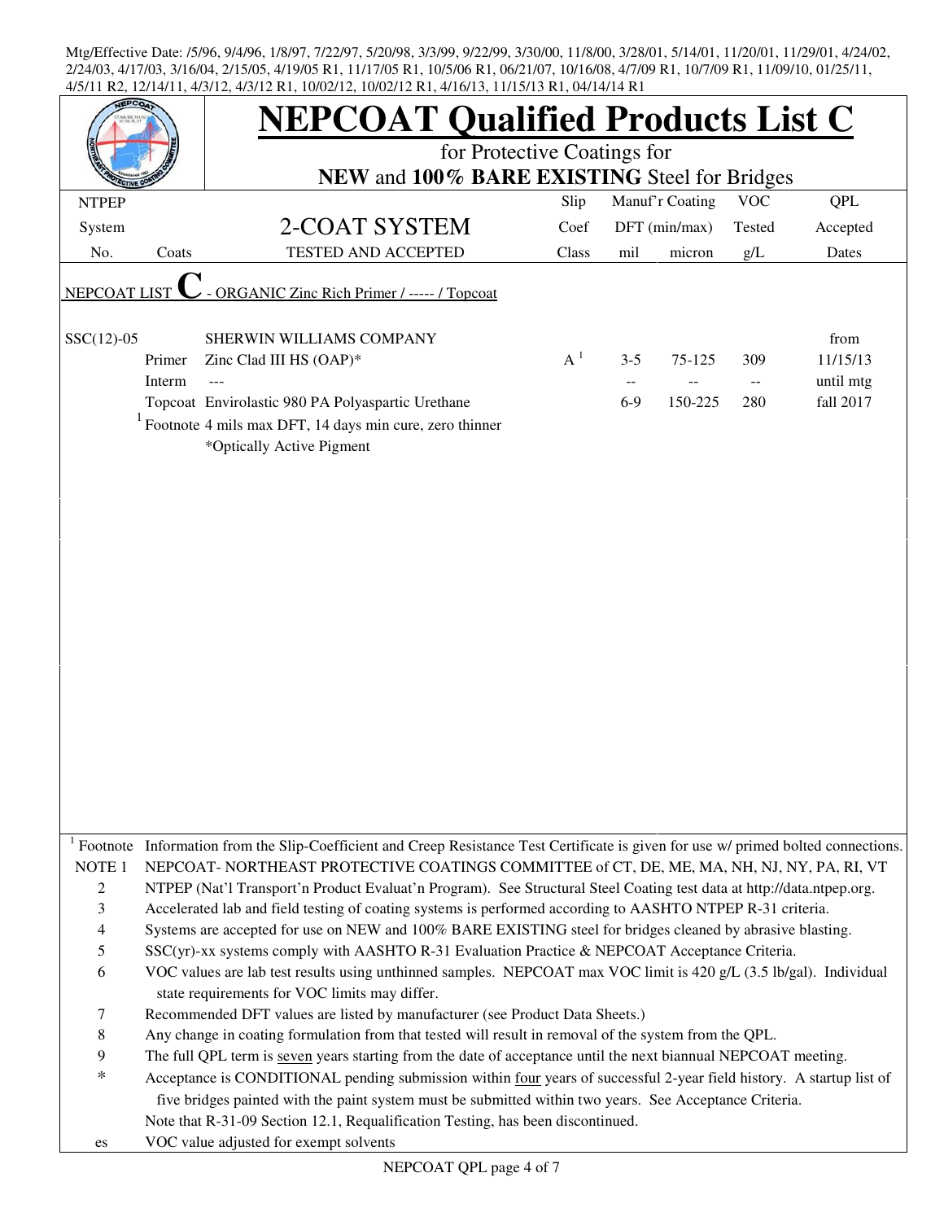Mtg/Effective Date: /5/96, 9/4/96, 1/8/97, 7/22/97, 5/20/98, 3/3/99, 9/22/99, 3/30/00, 11/8/00, 3/28/01, 5/14/01, 11/20/01, 11/29/01, 4/24/02, 2/24/03, 4/17/03, 3/16/04, 2/15/05, 4/19/05 R1, 11/17/05 R1, 10/5/06 R1, 06/21/07, 10/16/08, 4/7/09 R1, 10/7/09 R1, 11/09/10, 01/25/11, 4/5/11 R2, 12/14/11, 4/3/12, 4/3/12 R1, 10/02/12, 10/02/12 R1, 4/16/13, 11/15/13 R1, 04/14/14 R1

# NEPCOAT Qualified Products List C

for Protective Coatings for
**NEW** and **100% BARE EXISTING** Steel for Bridges

| NTPEP System No. | Coats | 2-COAT SYSTEM TESTED AND ACCEPTED | Slip Coef Class | Manuf'r Coating DFT (min/max) mil | Manuf'r Coating DFT (min/max) micron | VOC Tested g/L | QPL Accepted Dates |
|---|---|---|---|---|---|---|---|
| NEPCOAT LIST **C** - ORGANIC Zinc Rich Primer / ----- / Topcoat | | | | | | | |
| SSC(12)-05 | | SHERWIN WILLIAMS COMPANY | | | | | from |
| | Primer | Zinc Clad III HS (OAP)* | A [1] | 3-5 | 75-125 | 309 | 11/15/13 |
| | Interm | --- | | -- | -- | -- | until mtg |
| | Topcoat | Envirolastic 980 PA Polyaspartic Urethane | | 6-9 | 150-225 | 280 | fall 2017 |
| | [1] Footnote | 4 mils max DFT, 14 days min cure, zero thinner | | | | | |
| | | *Optically Active Pigment | | | | | |

[1] Footnote Information from the Slip-Coefficient and Creep Resistance Test Certificate is given for use w/ primed bolted connections.

NOTE 1 NEPCOAT- NORTHEAST PROTECTIVE COATINGS COMMITTEE of CT, DE, ME, MA, NH, NJ, NY, PA, RI, VT

2 NTPEP (Nat'l Transport'n Product Evaluat'n Program). See Structural Steel Coating test data at http://data.ntpep.org.

3 Accelerated lab and field testing of coating systems is performed according to AASHTO NTPEP R-31 criteria.

4 Systems are accepted for use on NEW and 100% BARE EXISTING steel for bridges cleaned by abrasive blasting.

5 SSC(yr)-xx systems comply with AASHTO R-31 Evaluation Practice & NEPCOAT Acceptance Criteria.

6 VOC values are lab test results using unthinned samples. NEPCOAT max VOC limit is 420 g/L (3.5 lb/gal). Individual state requirements for VOC limits may differ.

7 Recommended DFT values are listed by manufacturer (see Product Data Sheets.)

8 Any change in coating formulation from that tested will result in removal of the system from the QPL.

9 The full QPL term is seven years starting from the date of acceptance until the next biannual NEPCOAT meeting.

\* Acceptance is CONDITIONAL pending submission within four years of successful 2-year field history. A startup list of five bridges painted with the paint system must be submitted within two years. See Acceptance Criteria.
Note that R-31-09 Section 12.1, Requalification Testing, has been discontinued.

es VOC value adjusted for exempt solvents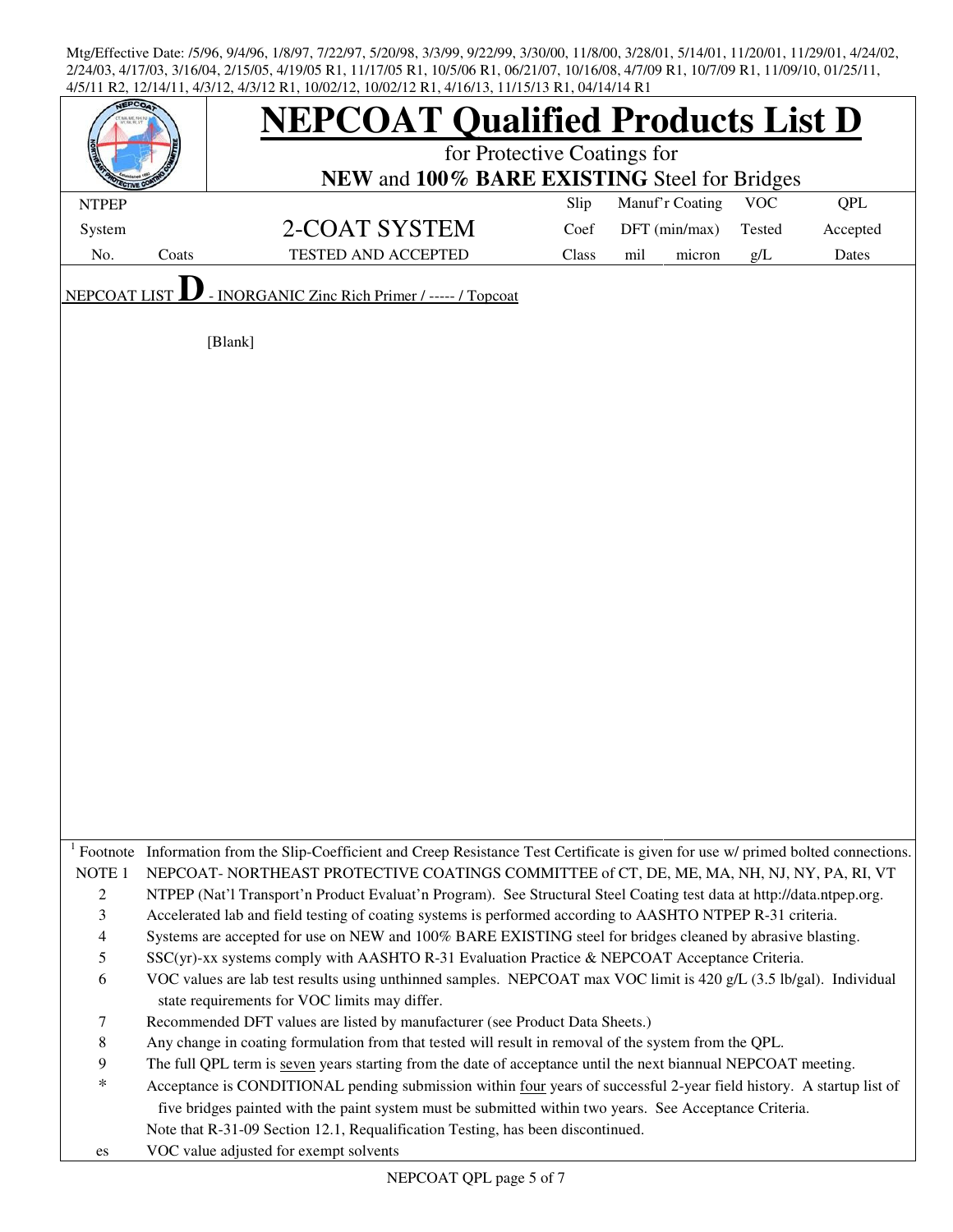Mtg/Effective Date: /5/96, 9/4/96, 1/8/97, 7/22/97, 5/20/98, 3/3/99, 9/22/99, 3/30/00, 11/8/00, 3/28/01, 5/14/01, 11/20/01, 11/29/01, 4/24/02, 2/24/03, 4/17/03, 3/16/04, 2/15/05, 4/19/05 R1, 11/17/05 R1, 10/5/06 R1, 06/21/07, 10/16/08, 4/7/09 R1, 10/7/09 R1, 11/09/10, 01/25/11, 4/5/11 R2, 12/14/11, 4/3/12, 4/3/12 R1, 10/02/12, 10/02/12 R1, 4/16/13, 11/15/13 R1, 04/14/14 R1

# NEPCOAT Qualified Products List D

for Protective Coatings for
**NEW** and **100% BARE EXISTING** Steel for Bridges

| NTPEP System No. | Coats | 2-COAT SYSTEM TESTED AND ACCEPTED | Slip Coef Class | Manuf'r Coating DFT (min/max) mil | micron | VOC Tested g/L | QPL Accepted Dates |
|---|---|---|---|---|---|---|---|

NEPCOAT LIST **D** - INORGANIC Zinc Rich Primer / ----- / Topcoat

[Blank]

[1] Footnote Information from the Slip-Coefficient and Creep Resistance Test Certificate is given for use w/ primed bolted connections.

NOTE 1 NEPCOAT- NORTHEAST PROTECTIVE COATINGS COMMITTEE of CT, DE, ME, MA, NH, NJ, NY, PA, RI, VT

2 NTPEP (Nat'l Transport'n Product Evaluat'n Program). See Structural Steel Coating test data at http://data.ntpep.org.

3 Accelerated lab and field testing of coating systems is performed according to AASHTO NTPEP R-31 criteria.

4 Systems are accepted for use on NEW and 100% BARE EXISTING steel for bridges cleaned by abrasive blasting.

5 SSC(yr)-xx systems comply with AASHTO R-31 Evaluation Practice & NEPCOAT Acceptance Criteria.

6 VOC values are lab test results using unthinned samples. NEPCOAT max VOC limit is 420 g/L (3.5 lb/gal). Individual state requirements for VOC limits may differ.

7 Recommended DFT values are listed by manufacturer (see Product Data Sheets.)

8 Any change in coating formulation from that tested will result in removal of the system from the QPL.

9 The full QPL term is seven years starting from the date of acceptance until the next biannual NEPCOAT meeting.

* Acceptance is CONDITIONAL pending submission within four years of successful 2-year field history. A startup list of five bridges painted with the paint system must be submitted within two years. See Acceptance Criteria.

Note that R-31-09 Section 12.1, Requalification Testing, has been discontinued.

es VOC value adjusted for exempt solvents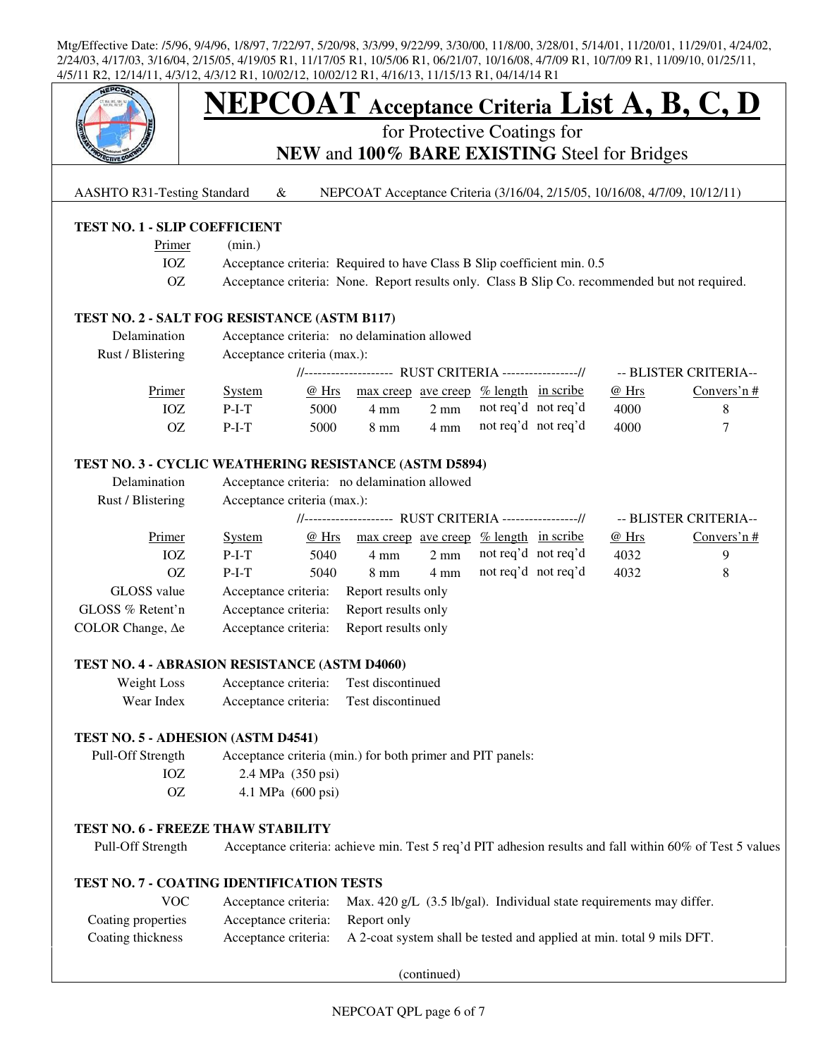Mtg/Effective Date: /5/96, 9/4/96, 1/8/97, 7/22/97, 5/20/98, 3/3/99, 9/22/99, 3/30/00, 11/8/00, 3/28/01, 5/14/01, 11/20/01, 11/29/01, 4/24/02, 2/24/03, 4/17/03, 3/16/04, 2/15/05, 4/19/05 R1, 11/17/05 R1, 10/5/06 R1, 06/21/07, 10/16/08, 4/7/09 R1, 10/7/09 R1, 11/09/10, 01/25/11, 4/5/11 R2, 12/14/11, 4/3/12, 4/3/12 R1, 10/02/12, 10/02/12 R1, 4/16/13, 11/15/13 R1, 04/14/14 R1

# NEPCOAT Acceptance Criteria List A, B, C, D

for Protective Coatings for

**NEW** and **100% BARE EXISTING** Steel for Bridges

AASHTO R31-Testing Standard & NEPCOAT Acceptance Criteria (3/16/04, 2/15/05, 10/16/08, 4/7/09, 10/12/11)

**TEST NO. 1 - SLIP COEFFICIENT**

| Primer | (min.) |
|---|---|
| IOZ | Acceptance criteria: Required to have Class B Slip coefficient min. 0.5 |
| OZ | Acceptance criteria: None. Report results only. Class B Slip Co. recommended but not required. |

**TEST NO. 2 - SALT FOG RESISTANCE (ASTM B117)**

Delamination — Acceptance criteria: no delamination allowed

Rust / Blistering — Acceptance criteria (max.):

| | | RUST CRITERIA | | | | | BLISTER CRITERIA | |
|---|---|---|---|---|---|---|---|---|
| Primer | System | @ Hrs | max creep | ave creep | % length | in scribe | @ Hrs | Convers'n # |
| IOZ | P-I-T | 5000 | 4 mm | 2 mm | not req'd | not req'd | 4000 | 8 |
| OZ | P-I-T | 5000 | 8 mm | 4 mm | not req'd | not req'd | 4000 | 7 |

**TEST NO. 3 - CYCLIC WEATHERING RESISTANCE (ASTM D5894)**

Delamination — Acceptance criteria: no delamination allowed

Rust / Blistering — Acceptance criteria (max.):

| | | RUST CRITERIA | | | | | BLISTER CRITERIA | |
|---|---|---|---|---|---|---|---|---|
| Primer | System | @ Hrs | max creep | ave creep | % length | in scribe | @ Hrs | Convers'n # |
| IOZ | P-I-T | 5040 | 4 mm | 2 mm | not req'd | not req'd | 4032 | 9 |
| OZ | P-I-T | 5040 | 8 mm | 4 mm | not req'd | not req'd | 4032 | 8 |

| | |
|---|---|
| GLOSS value | Acceptance criteria: Report results only |
| GLOSS % Retent'n | Acceptance criteria: Report results only |
| COLOR Change, Δe | Acceptance criteria: Report results only |

**TEST NO. 4 - ABRASION RESISTANCE (ASTM D4060)**

| | |
|---|---|
| Weight Loss | Acceptance criteria: Test discontinued |
| Wear Index | Acceptance criteria: Test discontinued |

**TEST NO. 5 - ADHESION (ASTM D4541)**

Pull-Off Strength — Acceptance criteria (min.) for both primer and PIT panels:

| | |
|---|---|
| IOZ | 2.4 MPa (350 psi) |
| OZ | 4.1 MPa (600 psi) |

**TEST NO. 6 - FREEZE THAW STABILITY**

Pull-Off Strength — Acceptance criteria: achieve min. Test 5 req'd PIT adhesion results and fall within 60% of Test 5 values

**TEST NO. 7 - COATING IDENTIFICATION TESTS**

| | |
|---|---|
| VOC | Acceptance criteria: Max. 420 g/L (3.5 lb/gal). Individual state requirements may differ. |
| Coating properties | Acceptance criteria: Report only |
| Coating thickness | Acceptance criteria: A 2-coat system shall be tested and applied at min. total 9 mils DFT. |

(continued)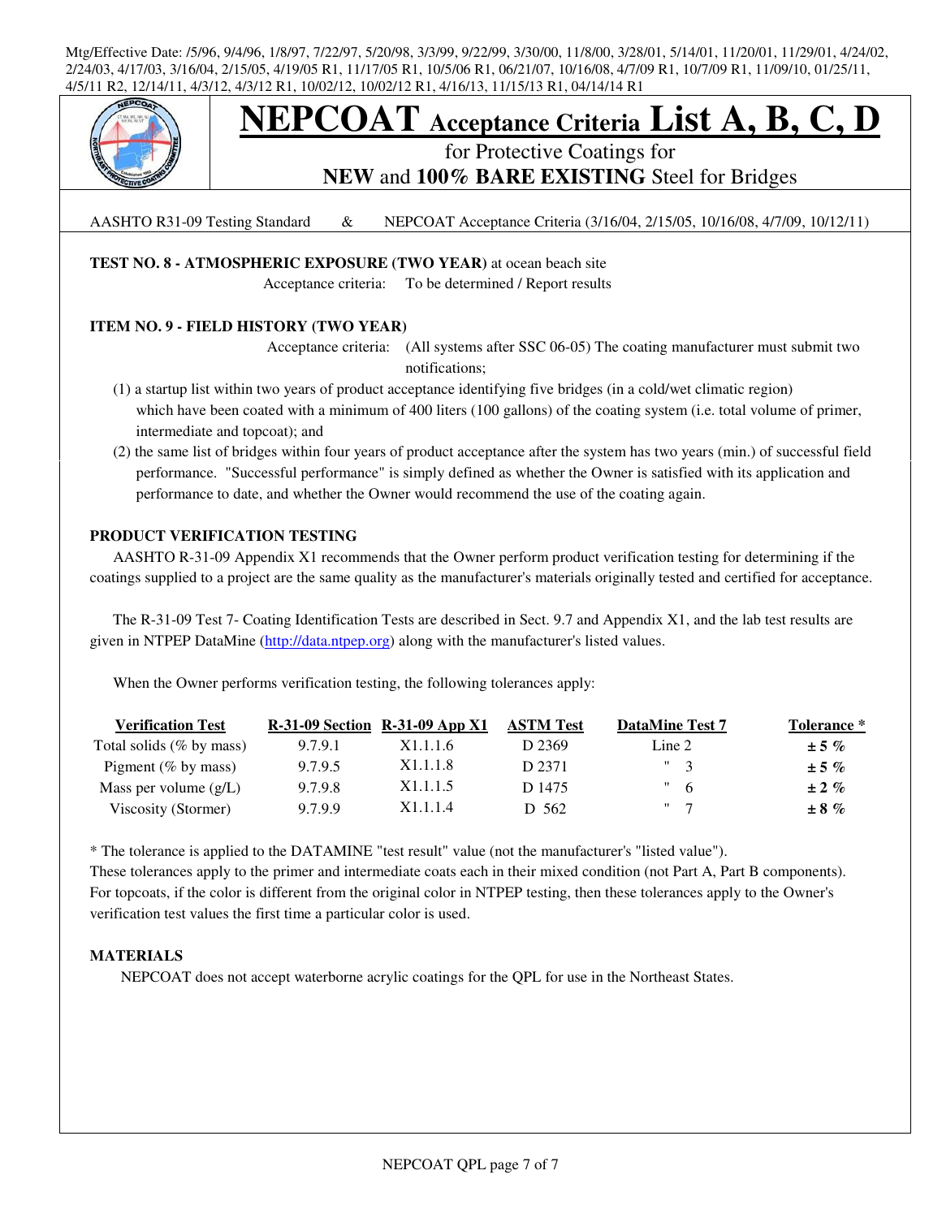Mtg/Effective Date: /5/96, 9/4/96, 1/8/97, 7/22/97, 5/20/98, 3/3/99, 9/22/99, 3/30/00, 11/8/00, 3/28/01, 5/14/01, 11/20/01, 11/29/01, 4/24/02, 2/24/03, 4/17/03, 3/16/04, 2/15/05, 4/19/05 R1, 11/17/05 R1, 10/5/06 R1, 06/21/07, 10/16/08, 4/7/09 R1, 10/7/09 R1, 11/09/10, 01/25/11, 4/5/11 R2, 12/14/11, 4/3/12, 4/3/12 R1, 10/02/12, 10/02/12 R1, 4/16/13, 11/15/13 R1, 04/14/14 R1

# NEPCOAT Acceptance Criteria List A, B, C, D

for Protective Coatings for
**NEW** and **100% BARE EXISTING** Steel for Bridges

AASHTO R31-09 Testing Standard & NEPCOAT Acceptance Criteria (3/16/04, 2/15/05, 10/16/08, 4/7/09, 10/12/11)

**TEST NO. 8 - ATMOSPHERIC EXPOSURE (TWO YEAR)** at ocean beach site

Acceptance criteria: To be determined / Report results

**ITEM NO. 9 - FIELD HISTORY (TWO YEAR)**

Acceptance criteria: (All systems after SSC 06-05) The coating manufacturer must submit two notifications;

(1) a startup list within two years of product acceptance identifying five bridges (in a cold/wet climatic region) which have been coated with a minimum of 400 liters (100 gallons) of the coating system (i.e. total volume of primer, intermediate and topcoat); and

(2) the same list of bridges within four years of product acceptance after the system has two years (min.) of successful field performance. "Successful performance" is simply defined as whether the Owner is satisfied with its application and performance to date, and whether the Owner would recommend the use of the coating again.

**PRODUCT VERIFICATION TESTING**

AASHTO R-31-09 Appendix X1 recommends that the Owner perform product verification testing for determining if the coatings supplied to a project are the same quality as the manufacturer's materials originally tested and certified for acceptance.

The R-31-09 Test 7- Coating Identification Tests are described in Sect. 9.7 and Appendix X1, and the lab test results are given in NTPEP DataMine (http://data.ntpep.org) along with the manufacturer's listed values.

When the Owner performs verification testing, the following tolerances apply:

| Verification Test | R-31-09 Section | R-31-09 App X1 | ASTM Test | DataMine Test 7 | Tolerance * |
|---|---|---|---|---|---|
| Total solids (% by mass) | 9.7.9.1 | X1.1.1.6 | D 2369 | Line 2 | **± 5 %** |
| Pigment (% by mass) | 9.7.9.5 | X1.1.1.8 | D 2371 | " 3 | **± 5 %** |
| Mass per volume (g/L) | 9.7.9.8 | X1.1.1.5 | D 1475 | " 6 | **± 2 %** |
| Viscosity (Stormer) | 9.7.9.9 | X1.1.1.4 | D 562 | " 7 | **± 8 %** |

* The tolerance is applied to the DATAMINE "test result" value (not the manufacturer's "listed value").
These tolerances apply to the primer and intermediate coats each in their mixed condition (not Part A, Part B components). For topcoats, if the color is different from the original color in NTPEP testing, then these tolerances apply to the Owner's verification test values the first time a particular color is used.

**MATERIALS**

NEPCOAT does not accept waterborne acrylic coatings for the QPL for use in the Northeast States.